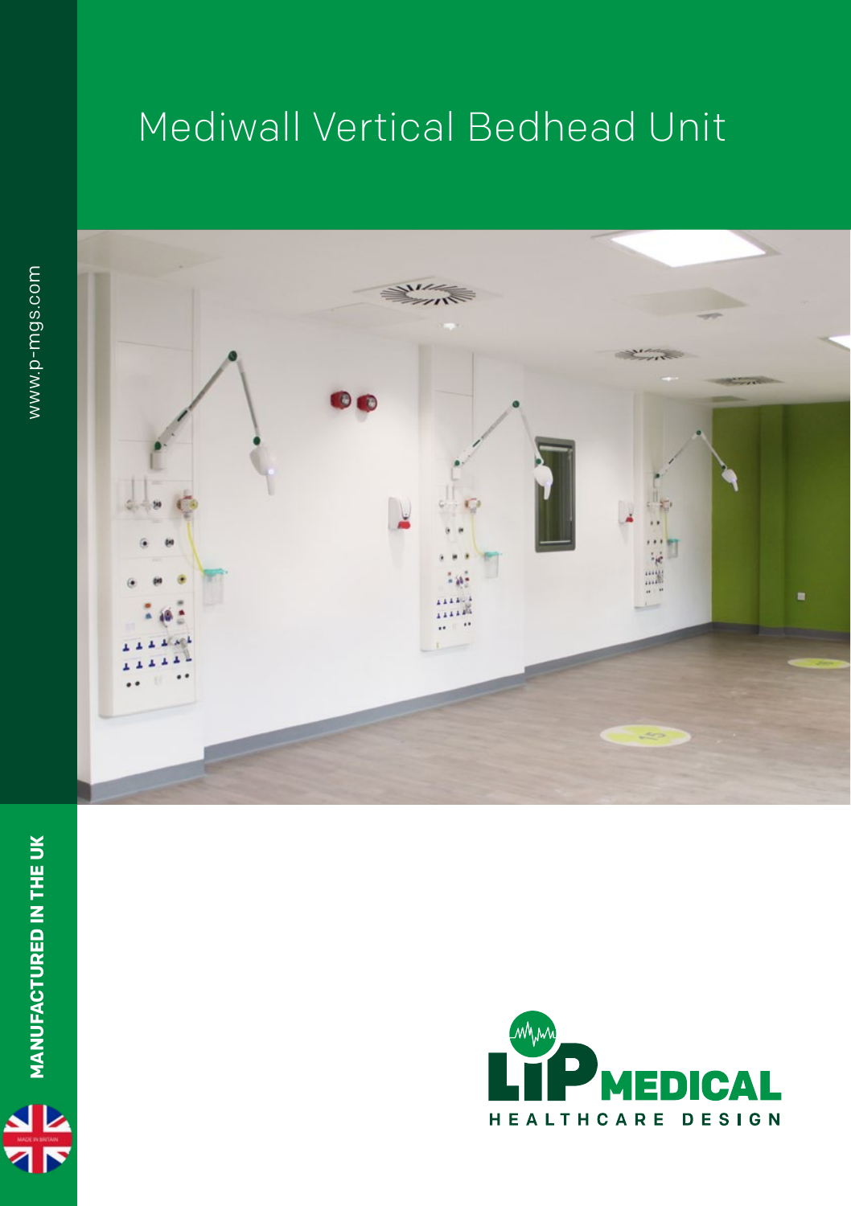# Mediwall Vertical Bedhead Unit

www.p-mgs.com

**MANUFACTURED IN THE UK**

LIP MEDICAL

HEALTHCARE DESIGN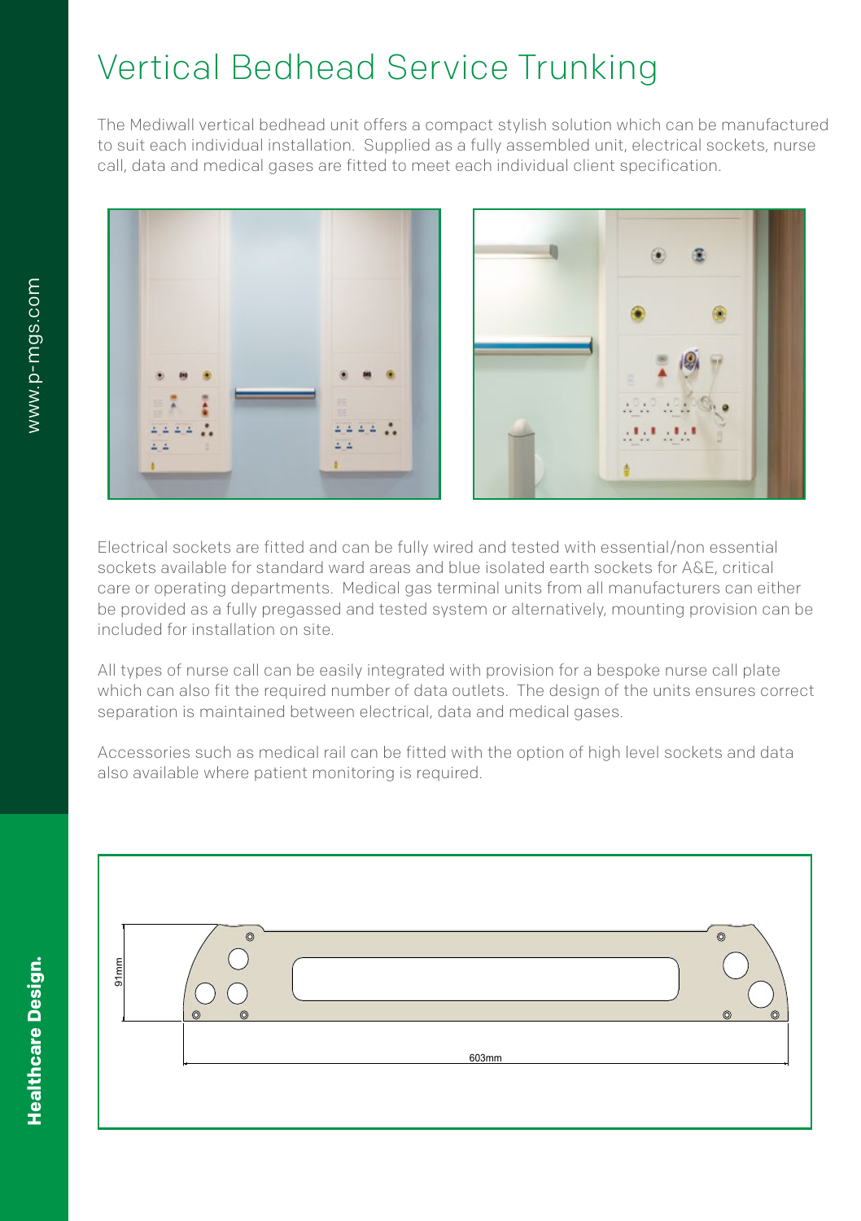# Vertical Bedhead Service Trunking

The Mediwall vertical bedhead unit offers a compact stylish solution which can be manufactured to suit each individual installation. Supplied as a fully assembled unit, electrical sockets, nurse call, data and medical gases are fitted to meet each individual client specification.

Electrical sockets are fitted and can be fully wired and tested with essential/non essential sockets available for standard ward areas and blue isolated earth sockets for A&E, critical care or operating departments. Medical gas terminal units from all manufacturers can either be provided as a fully pregassed and tested system or alternatively, mounting provision can be included for installation on site.

All types of nurse call can be easily integrated with provision for a bespoke nurse call plate which can also fit the required number of data outlets. The design of the units ensures correct separation is maintained between electrical, data and medical gases.

Accessories such as medical rail can be fitted with the option of high level sockets and data also available where patient monitoring is required.

91mm

603mm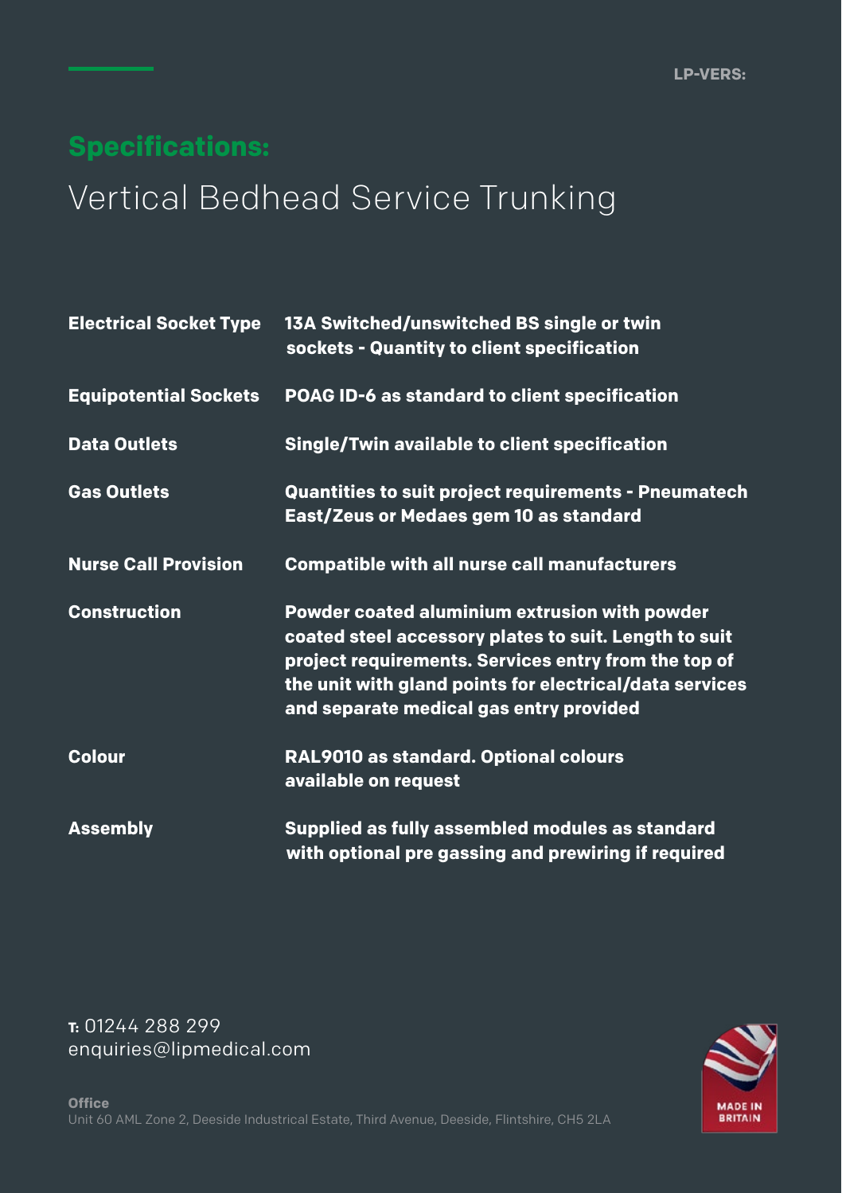LP-VERS:

# Specifications:

## Vertical Bedhead Service Trunking

| | |
|---|---|
| **Electrical Socket Type** | **13A Switched/unswitched BS single or twin sockets - Quantity to client specification** |
| **Equipotential Sockets** | **POAG ID-6 as standard to client specification** |
| **Data Outlets** | **Single/Twin available to client specification** |
| **Gas Outlets** | **Quantities to suit project requirements - Pneumatech East/Zeus or Medaes gem 10 as standard** |
| **Nurse Call Provision** | **Compatible with all nurse call manufacturers** |
| **Construction** | **Powder coated aluminium extrusion with powder coated steel accessory plates to suit. Length to suit project requirements. Services entry from the top of the unit with gland points for electrical/data services and separate medical gas entry provided** |
| **Colour** | **RAL9010 as standard. Optional colours available on request** |
| **Assembly** | **Supplied as fully assembled modules as standard with optional pre gassing and prewiring if required** |

**T:** 01244 288 299
enquiries@lipmedical.com

**Office**
Unit 60 AML Zone 2, Deeside Industrical Estate, Third Avenue, Deeside, Flintshire, CH5 2LA

MADE IN BRITAIN